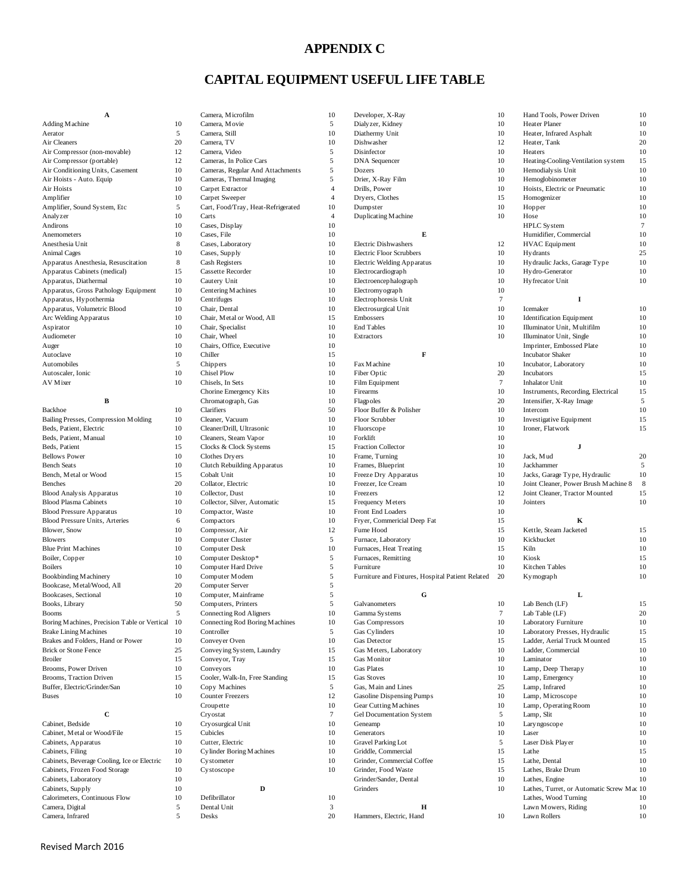# APPENDIX C

# CAPITAL EQUIPMENT USEFUL LIFE TABLE

| Item | Years |
|---|---|
| **A** | |
| Adding Machine | 10 |
| Aerator | 5 |
| Air Cleaners | 20 |
| Air Compressor (non-movable) | 12 |
| Air Compressor (portable) | 12 |
| Air Conditioning Units, Casement | 10 |
| Air Hoists - Auto. Equip | 10 |
| Air Hoists | 10 |
| Amplifier | 10 |
| Amplifier, Sound System, Etc | 5 |
| Analyzer | 10 |
| Andirons | 10 |
| Anemometers | 10 |
| Anesthesia Unit | 8 |
| Animal Cages | 10 |
| Apparatus Anesthesia, Resuscitation | 8 |
| Apparatus Cabinets (medical) | 15 |
| Apparatus, Diathermal | 10 |
| Apparatus, Gross Pathology Equipment | 10 |
| Apparatus, Hypothermia | 10 |
| Apparatus, Volumetric Blood | 10 |
| Arc Welding Apparatus | 10 |
| Aspirator | 10 |
| Audiometer | 10 |
| Auger | 10 |
| Autoclave | 10 |
| Automobiles | 5 |
| Autoscaler, Ionic | 10 |
| AV Mixer | 10 |
| **B** | |
| Backhoe | 10 |
| Bailing Presses, Compression Molding | 10 |
| Beds, Patient, Electric | 10 |
| Beds, Patient, Manual | 10 |
| Beds, Patient | 15 |
| Bellows Power | 10 |
| Bench Seats | 10 |
| Bench, Metal or Wood | 15 |
| Benches | 20 |
| Blood Analysis Apparatus | 10 |
| Blood Plasma Cabinets | 10 |
| Blood Pressure Apparatus | 10 |
| Blood Pressure Units, Arteries | 6 |
| Blower, Snow | 10 |
| Blowers | 10 |
| Blue Print Machines | 10 |
| Boiler, Copper | 10 |
| Boilers | 10 |
| Bookbinding Machinery | 10 |
| Bookcase, Metal/Wood, All | 20 |
| Bookcases, Sectional | 10 |
| Books, Library | 50 |
| Booms | 5 |
| Boring Machines, Precision Table or Vertical | 10 |
| Brake Lining Machines | 10 |
| Brakes and Folders, Hand or Power | 10 |
| Brick or Stone Fence | 25 |
| Broiler | 15 |
| Brooms, Power Driven | 10 |
| Brooms, Traction Driven | 15 |
| Buffer, Electric/Grinder/San | 10 |
| Buses | 10 |
| **C** | |
| Cabinet, Bedside | 10 |
| Cabinet, Metal or Wood/File | 15 |
| Cabinets, Apparatus | 10 |
| Cabinets, Filing | 10 |
| Cabinets, Beverage Cooling, Ice or Electric | 10 |
| Cabinets, Frozen Food Storage | 10 |
| Cabinets, Laboratory | 10 |
| Cabinets, Supply | 10 |
| Calorimeters, Continuous Flow | 10 |
| Camera, Digital | 5 |
| Camera, Infrared | 5 |
| Camera, Microfilm | 10 |
| Camera, Movie | 5 |
| Camera, Still | 10 |
| Camera, TV | 10 |
| Camera, Video | 5 |
| Cameras, In Police Cars | 5 |
| Cameras, Regular And Attachments | 5 |
| Cameras, Thermal Imaging | 5 |
| Carpet Extractor | 4 |
| Carpet Sweeper | 4 |
| Cart, Food/Tray, Heat-Refrigerated | 10 |
| Carts | 4 |
| Cases, Display | 10 |
| Cases, File | 10 |
| Cases, Laboratory | 10 |
| Cases, Supply | 10 |
| Cash Registers | 10 |
| Cassette Recorder | 10 |
| Cautery Unit | 10 |
| Centering Machines | 10 |
| Centrifuges | 10 |
| Chair, Dental | 10 |
| Chair, Metal or Wood, All | 15 |
| Chair, Specialist | 10 |
| Chair, Wheel | 10 |
| Chairs, Office, Executive | 10 |
| Chiller | 15 |
| Chippers | 10 |
| Chisel Plow | 10 |
| Chisels, In Sets | 10 |
| Chorine Emergency Kits | 10 |
| Chromatograph, Gas | 10 |
| Clarifiers | 50 |
| Cleaner, Vacuum | 10 |
| Cleaner/Drill, Ultrasonic | 10 |
| Cleaners, Steam Vapor | 10 |
| Clocks & Clock Systems | 15 |
| Clothes Dryers | 10 |
| Clutch Rebuilding Apparatus | 10 |
| Cobalt Unit | 10 |
| Collator, Electric | 10 |
| Collector, Dust | 10 |
| Collector, Silver, Automatic | 15 |
| Compactor, Waste | 10 |
| Compactors | 10 |
| Compressor, Air | 12 |
| Computer Cluster | 5 |
| Computer Desk | 10 |
| Computer Desktop* | 5 |
| Computer Hard Drive | 5 |
| Computer Modem | 5 |
| Computer Server | 5 |
| Computer, Mainframe | 5 |
| Computers, Printers | 5 |
| Connecting Rod Aligners | 10 |
| Connecting Rod Boring Machines | 10 |
| Controller | 5 |
| Conveyer Oven | 10 |
| Conveying System, Laundry | 15 |
| Conveyor, Tray | 15 |
| Conveyors | 10 |
| Cooler, Walk-In, Free Standing | 15 |
| Copy Machines | 5 |
| Counter Freezers | 12 |
| Croupette | 10 |
| Cryostat | 7 |
| Cryosurgical Unit | 10 |
| Cubicles | 10 |
| Cutter, Electric | 10 |
| Cylinder Boring Machines | 10 |
| Cystometer | 10 |
| Cystoscope | 10 |
| **D** | |
| Defibrillator | 10 |
| Dental Unit | 3 |
| Desks | 20 |
| Developer, X-Ray | 10 |
| Dialyzer, Kidney | 10 |
| Diathermy Unit | 10 |
| Dishwasher | 12 |
| Disinfector | 10 |
| DNA Sequencer | 10 |
| Dozers | 10 |
| Drier, X-Ray Film | 10 |
| Drills, Power | 10 |
| Dryers, Clothes | 15 |
| Dumpster | 10 |
| Duplicating Machine | 10 |
| **E** | |
| Electric Dishwashers | 12 |
| Electric Floor Scrubbers | 10 |
| Electric Welding Apparatus | 10 |
| Electrocardiograph | 10 |
| Electroencephalograph | 10 |
| Electromyograph | 10 |
| Electrophoresis Unit | 7 |
| Electrosurgical Unit | 10 |
| Embossers | 10 |
| End Tables | 10 |
| Extractors | 10 |
| **F** | |
| Fax Machine | 10 |
| Fiber Optic | 20 |
| Film Equipment | 7 |
| Firearms | 10 |
| Flagpoles | 20 |
| Floor Buffer & Polisher | 10 |
| Floor Scrubber | 10 |
| Fluorscope | 10 |
| Forklift | 10 |
| Fraction Collector | 10 |
| Frame, Turning | 10 |
| Frames, Blueprint | 10 |
| Freeze Dry Apparatus | 10 |
| Freezer, Ice Cream | 10 |
| Freezers | 12 |
| Frequency Meters | 10 |
| Front End Loaders | 10 |
| Fryer, Commericial Deep Fat | 15 |
| Fume Hood | 15 |
| Furnace, Laboratory | 10 |
| Furnaces, Heat Treating | 15 |
| Furnaces, Remitting | 10 |
| Furniture | 10 |
| Furniture and Fixtures, Hospital Patient Related | 20 |
| **G** | |
| Galvanometers | 10 |
| Gamma Systems | 7 |
| Gas Compressors | 10 |
| Gas Cylinders | 10 |
| Gas Detector | 15 |
| Gas Meters, Laboratory | 10 |
| Gas Monitor | 10 |
| Gas Plates | 10 |
| Gas Stoves | 10 |
| Gas, Main and Lines | 25 |
| Gasoline Dispensing Pumps | 10 |
| Gear Cutting Machines | 10 |
| Gel Documentation System | 5 |
| Geneamp | 10 |
| Generators | 10 |
| Gravel Parking Lot | 5 |
| Griddle, Commercial | 15 |
| Grinder, Commercial Coffee | 15 |
| Grinder, Food Waste | 15 |
| Grinder/Sander, Dental | 10 |
| Grinders | 10 |
| **H** | |
| Hammers, Electric, Hand | 10 |
| Hand Tools, Power Driven | 10 |
| Heater Planer | 10 |
| Heater, Infrared Asphalt | 10 |
| Heater, Tank | 20 |
| Heaters | 10 |
| Heating-Cooling-Ventilation system | 15 |
| Hemodialysis Unit | 10 |
| Hemoglobinometer | 10 |
| Hoists, Electric or Pneumatic | 10 |
| Homogenizer | 10 |
| Hopper | 10 |
| Hose | 10 |
| HPLC System | 7 |
| Humidifier, Commercial | 10 |
| HVAC Equipment | 10 |
| Hydrants | 25 |
| Hydraulic Jacks, Garage Type | 10 |
| Hydro-Generator | 10 |
| Hyfrecator Unit | 10 |
| **I** | |
| Icemaker | 10 |
| Identification Equipment | 10 |
| Illuminator Unit, Multifilm | 10 |
| Illuminator Unit, Single | 10 |
| Imprinter, Embossed Plate | 10 |
| Incubator Shaker | 10 |
| Incubator, Laboratory | 10 |
| Incubators | 15 |
| Inhalator Unit | 10 |
| Instruments, Recording, Electrical | 15 |
| Intensifier, X-Ray Image | 5 |
| Intercom | 10 |
| Investigative Equipment | 15 |
| Ironer, Flatwork | 15 |
| **J** | |
| Jack, Mud | 20 |
| Jackhammer | 5 |
| Jacks, Garage Type, Hydraulic | 10 |
| Joint Cleaner, Power Brush Machine 8 | 8 |
| Joint Cleaner, Tractor Mounted | 15 |
| Jointers | 10 |
| **K** | |
| Kettle, Steam Jacketed | 15 |
| Kickbucket | 10 |
| Kiln | 10 |
| Kiosk | 15 |
| Kitchen Tables | 10 |
| Kymograph | 10 |
| **L** | |
| Lab Bench (LF) | 15 |
| Lab Table (LF) | 20 |
| Laboratory Furniture | 10 |
| Laboratory Presses, Hydraulic | 15 |
| Ladder, Aerial Truck Mounted | 15 |
| Ladder, Commercial | 10 |
| Laminator | 10 |
| Lamp, Deep Therapy | 10 |
| Lamp, Emergency | 10 |
| Lamp, Infrared | 10 |
| Lamp, Microscope | 10 |
| Lamp, Operating Room | 10 |
| Lamp, Slit | 10 |
| Laryngoscope | 10 |
| Laser | 10 |
| Laser Disk Player | 10 |
| Lathe | 15 |
| Lathe, Dental | 10 |
| Lathes, Brake Drum | 10 |
| Lathes, Engine | 10 |
| Lathes, Turret, or Automatic Screw Mac | 10 |
| Lathes, Wood Turning | 10 |
| Lawn Mowers, Riding | 10 |
| Lawn Rollers | 10 |

Revised March 2016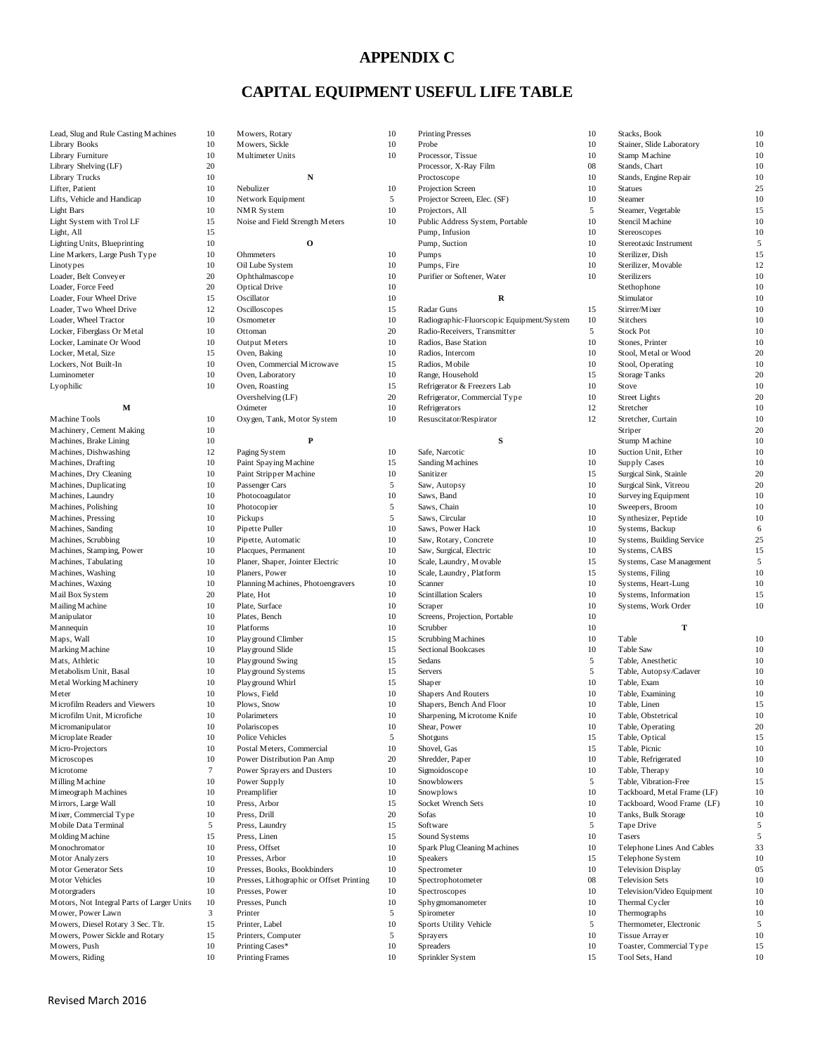# APPENDIX C

## CAPITAL EQUIPMENT USEFUL LIFE TABLE

| Item | Years |
|---|---|
| Lead, Slug and Rule Casting Machines | 10 |
| Library Books | 10 |
| Library Furniture | 10 |
| Library Shelving (LF) | 20 |
| Library Trucks | 10 |
| Lifter, Patient | 10 |
| Lifts, Vehicle and Handicap | 10 |
| Light Bars | 10 |
| Light System with Trol LF | 15 |
| Light, All | 15 |
| Lighting Units, Blueprinting | 10 |
| Line Markers, Large Push Type | 10 |
| Linotypes | 10 |
| Loader, Belt Conveyer | 20 |
| Loader, Force Feed | 20 |
| Loader, Four Wheel Drive | 15 |
| Loader, Two Wheel Drive | 12 |
| Loader, Wheel Tractor | 10 |
| Locker, Fiberglass Or Metal | 10 |
| Locker, Laminate Or Wood | 10 |
| Locker, Metal, Size | 15 |
| Lockers, Not Built-In | 10 |
| Luminometer | 10 |
| Lyophilic | 10 |
| **M** | |
| Machine Tools | 10 |
| Machinery, Cement Making | 10 |
| Machines, Brake Lining | 10 |
| Machines, Dishwashing | 12 |
| Machines, Drafting | 10 |
| Machines, Dry Cleaning | 10 |
| Machines, Duplicating | 10 |
| Machines, Laundry | 10 |
| Machines, Polishing | 10 |
| Machines, Pressing | 10 |
| Machines, Sanding | 10 |
| Machines, Scrubbing | 10 |
| Machines, Stamping, Power | 10 |
| Machines, Tabulating | 10 |
| Machines, Washing | 10 |
| Machines, Waxing | 10 |
| Mail Box System | 20 |
| Mailing Machine | 10 |
| Manipulator | 10 |
| Mannequin | 10 |
| Maps, Wall | 10 |
| Marking Machine | 10 |
| Mats, Athletic | 10 |
| Metabolism Unit, Basal | 10 |
| Metal Working Machinery | 10 |
| Meter | 10 |
| Microfilm Readers and Viewers | 10 |
| Microfilm Unit, Microfiche | 10 |
| Micromanipulator | 10 |
| Microplate Reader | 10 |
| Micro-Projectors | 10 |
| Microscopes | 10 |
| Microtome | 7 |
| Milling Machine | 10 |
| Mimeograph Machines | 10 |
| Mirrors, Large Wall | 10 |
| Mixer, Commercial Type | 10 |
| Mobile Data Terminal | 5 |
| Molding Machine | 15 |
| Monochromator | 10 |
| Motor Analyzers | 10 |
| Motor Generator Sets | 10 |
| Motor Vehicles | 10 |
| Motorgraders | 10 |
| Motors, Not Integral Parts of Larger Units | 10 |
| Mower, Power Lawn | 3 |
| Mowers, Diesel Rotary 3 Sec. Tlr. | 15 |
| Mowers, Power Sickle and Rotary | 15 |
| Mowers, Push | 10 |
| Mowers, Riding | 10 |
| Mowers, Rotary | 10 |
| Mowers, Sickle | 10 |
| Multimeter Units | 10 |
| **N** | |
| Nebulizer | 10 |
| Network Equipment | 5 |
| NMR System | 10 |
| Noise and Field Strength Meters | 10 |
| **O** | |
| Ohmmeters | 10 |
| Oil Lube System | 10 |
| Ophthalmascope | 10 |
| Optical Drive | 10 |
| Oscillator | 10 |
| Oscilloscopes | 15 |
| Osmometer | 10 |
| Ottoman | 20 |
| Output Meters | 10 |
| Oven, Baking | 10 |
| Oven, Commercial Microwave | 15 |
| Oven, Laboratory | 10 |
| Oven, Roasting | 15 |
| Overshelving (LF) | 20 |
| Oximeter | 10 |
| Oxygen, Tank, Motor System | 10 |
| **P** | |
| Paging System | 10 |
| Paint Spaying Machine | 15 |
| Paint Stripper Machine | 10 |
| Passenger Cars | 5 |
| Photocoagulator | 10 |
| Photocopier | 5 |
| Pickups | 5 |
| Pipette Puller | 10 |
| Pipette, Automatic | 10 |
| Placques, Permanent | 10 |
| Planer, Shaper, Jointer Electric | 10 |
| Planers, Power | 10 |
| Planning Machines, Photoengravers | 10 |
| Plate, Hot | 10 |
| Plate, Surface | 10 |
| Plates, Bench | 10 |
| Platforms | 10 |
| Playground Climber | 15 |
| Playground Slide | 15 |
| Playground Swing | 15 |
| Playground Systems | 15 |
| Playground Whirl | 15 |
| Plows, Field | 10 |
| Plows, Snow | 10 |
| Polarimeters | 10 |
| Polariscopes | 10 |
| Police Vehicles | 5 |
| Postal Meters, Commercial | 10 |
| Power Distribution Pan Amp | 20 |
| Power Sprayers and Dusters | 10 |
| Power Supply | 10 |
| Preamplifier | 10 |
| Press, Arbor | 10 |
| Press, Drill | 20 |
| Press, Laundry | 15 |
| Press, Linen | 15 |
| Press, Offset | 10 |
| Presses, Arbor | 10 |
| Presses, Books, Bookbinders | 10 |
| Presses, Lithographic or Offset Printing | 10 |
| Presses, Power | 10 |
| Presses, Punch | 10 |
| Printer | 5 |
| Printer, Label | 10 |
| Printers, Computer | 5 |
| Printing Cases* | 10 |
| Printing Frames | 10 |
| Printing Presses | 10 |
| Probe | 10 |
| Processor, Tissue | 10 |
| Processor, X-Ray Film | 08 |
| Proctoscope | 10 |
| Projection Screen | 10 |
| Projector Screen, Elec. (SF) | 10 |
| Projectors, All | 5 |
| Public Address System, Portable | 10 |
| Pump, Infusion | 10 |
| Pump, Suction | 10 |
| Pumps | 10 |
| Pumps, Fire | 10 |
| Purifier or Softener, Water | 10 |
| **R** | |
| Radar Guns | 15 |
| Radiographic-Fluorscopic Equipment/System | 10 |
| Radio-Receivers, Transmitter | 5 |
| Radios, Base Station | 10 |
| Radios, Intercom | 10 |
| Radios, Mobile | 10 |
| Range, Household | 15 |
| Refrigerator & Freezers Lab | 10 |
| Refrigerator, Commercial Type | 10 |
| Refrigerators | 12 |
| Resuscitator/Respirator | 12 |
| **S** | |
| Safe, Narcotic | 10 |
| Sanding Machines | 10 |
| Sanitizer | 15 |
| Saw, Autopsy | 10 |
| Saws, Band | 10 |
| Saws, Chain | 10 |
| Saws, Circular | 10 |
| Saws, Power Hack | 10 |
| Saws, Rotary, Concrete | 10 |
| Saw, Surgical, Electric | 10 |
| Scale, Laundry, Movable | 15 |
| Scale, Laundry, Platform | 15 |
| Scanner | 10 |
| Scintillation Scalers | 10 |
| Scraper | 10 |
| Screens, Projection, Portable | 10 |
| Scrubber | 10 |
| Scrubbing Machines | 10 |
| Sectional Bookcases | 10 |
| Sedans | 5 |
| Servers | 5 |
| Shaper | 10 |
| Shapers And Routers | 10 |
| Shapers, Bench And Floor | 10 |
| Sharpening, Microtome Knife | 10 |
| Shear, Power | 10 |
| Shotguns | 15 |
| Shovel, Gas | 15 |
| Shredder, Paper | 10 |
| Sigmoidoscope | 10 |
| Snowblowers | 5 |
| Snowplows | 10 |
| Socket Wrench Sets | 15 |
| Sofas | 10 |
| Software | 5 |
| Sound Systems | 10 |
| Spark Plug Cleaning Machines | 10 |
| Speakers | 15 |
| Spectrometer | 10 |
| Spectrophotometer | 08 |
| Spectroscopes | 10 |
| Sphygmomanometer | 10 |
| Spirometer | 10 |
| Sports Utility Vehicle | 5 |
| Sprayers | 10 |
| Spreaders | 10 |
| Sprinkler System | 15 |
| Stacks, Book | 10 |
| Stainer, Slide Laboratory | 10 |
| Stamp Machine | 10 |
| Stands, Chart | 10 |
| Stands, Engine Repair | 10 |
| Statues | 25 |
| Steamer | 10 |
| Steamer, Vegetable | 15 |
| Stencil Machine | 10 |
| Stereoscopes | 10 |
| Stereotaxic Instrument | 5 |
| Sterilizer, Dish | 15 |
| Sterilizer, Movable | 12 |
| Sterilizers | 10 |
| Stethophone | 10 |
| Stimulator | 10 |
| Stirrer/Mixer | 10 |
| Stitchers | 10 |
| Stock Pot | 10 |
| Stones, Printer | 10 |
| Stool, Metal or Wood | 20 |
| Stool, Operating | 10 |
| Storage Tanks | 20 |
| Stove | 10 |
| Street Lights | 20 |
| Stretcher | 10 |
| Stretcher, Curtain | 10 |
| Striper | 20 |
| Stump Machine | 10 |
| Suction Unit, Ether | 10 |
| Supply Cases | 10 |
| Surgical Sink, Stainle | 20 |
| Surgical Sink, Vitreou | 20 |
| Surveying Equipment | 10 |
| Sweepers, Broom | 10 |
| Synthesizer, Peptide | 10 |
| Systems, Backup | 6 |
| Systems, Building Service | 25 |
| Systems, CABS | 15 |
| Systems, Case Management | 5 |
| Systems, Filing | 10 |
| Systems, Heart-Lung | 10 |
| Systems, Information | 15 |
| Systems, Work Order | 10 |
| **T** | |
| Table | 10 |
| Table Saw | 10 |
| Table, Anesthetic | 10 |
| Table, Autopsy/Cadaver | 10 |
| Table, Exam | 10 |
| Table, Examining | 10 |
| Table, Linen | 15 |
| Table, Obstetrical | 10 |
| Table, Operating | 20 |
| Table, Optical | 15 |
| Table, Picnic | 10 |
| Table, Refrigerated | 10 |
| Table, Therapy | 10 |
| Table, Vibration-Free | 15 |
| Tackboard, Metal Frame (LF) | 10 |
| Tackboard, Wood Frame (LF) | 10 |
| Tanks, Bulk Storage | 10 |
| Tape Drive | 5 |
| Tasers | 5 |
| Telephone Lines And Cables | 33 |
| Telephone System | 10 |
| Television Display | 05 |
| Television Sets | 10 |
| Television/Video Equipment | 10 |
| Thermal Cycler | 10 |
| Thermographs | 10 |
| Thermometer, Electronic | 5 |
| Tissue Arrayer | 10 |
| Toaster, Commercial Type | 15 |
| Tool Sets, Hand | 10 |

Revised March 2016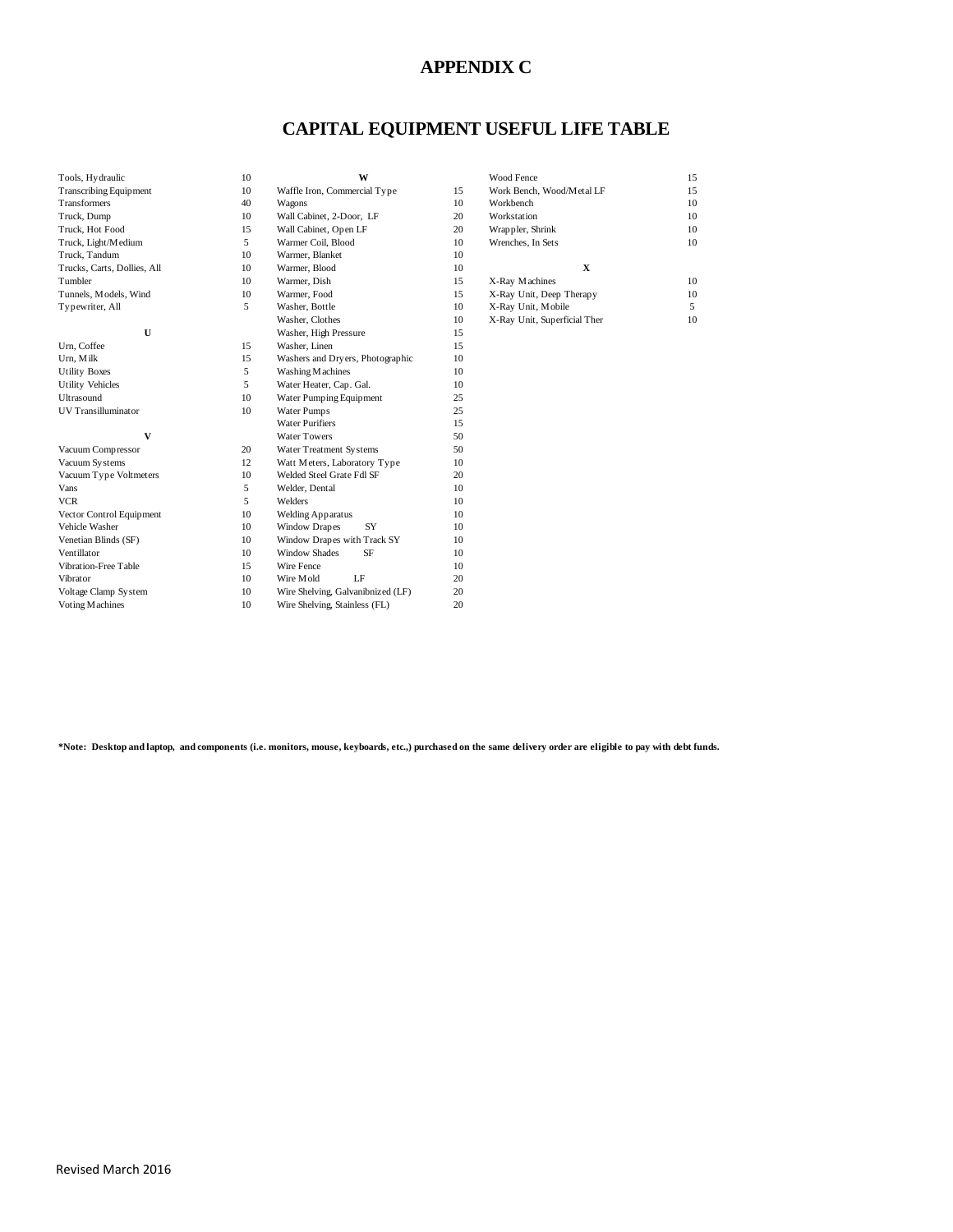# APPENDIX C

## CAPITAL EQUIPMENT USEFUL LIFE TABLE

| | |
|---|---|
| Tools, Hydraulic | 10 |
| Transcribing Equipment | 10 |
| Transformers | 40 |
| Truck, Dump | 10 |
| Truck, Hot Food | 15 |
| Truck, Light/Medium | 5 |
| Truck, Tandum | 10 |
| Trucks, Carts, Dollies, All | 10 |
| Tumbler | 10 |
| Tunnels, Models, Wind | 10 |
| Typewriter, All | 5 |
| **U** | |
| Urn, Coffee | 15 |
| Urn, Milk | 15 |
| Utility Boxes | 5 |
| Utility Vehicles | 5 |
| Ultrasound | 10 |
| UV Transilluminator | 10 |
| **V** | |
| Vacuum Compressor | 20 |
| Vacuum Systems | 12 |
| Vacuum Type Voltmeters | 10 |
| Vans | 5 |
| VCR | 5 |
| Vector Control Equipment | 10 |
| Vehicle Washer | 10 |
| Venetian Blinds (SF) | 10 |
| Ventillator | 10 |
| Vibration-Free Table | 15 |
| Vibrator | 10 |
| Voltage Clamp System | 10 |
| Voting Machines | 10 |
| **W** | |
| Waffle Iron, Commercial Type | 15 |
| Wagons | 10 |
| Wall Cabinet, 2-Door, LF | 20 |
| Wall Cabinet, Open LF | 20 |
| Warmer Coil, Blood | 10 |
| Warmer, Blanket | 10 |
| Warmer, Blood | 10 |
| Warmer, Dish | 15 |
| Warmer, Food | 15 |
| Washer, Bottle | 10 |
| Washer, Clothes | 10 |
| Washer, High Pressure | 15 |
| Washer, Linen | 15 |
| Washers and Dryers, Photographic | 10 |
| Washing Machines | 10 |
| Water Heater, Cap. Gal. | 10 |
| Water Pumping Equipment | 25 |
| Water Pumps | 25 |
| Water Purifiers | 15 |
| Water Towers | 50 |
| Water Treatment Systems | 50 |
| Watt Meters, Laboratory Type | 10 |
| Welded Steel Grate Fdl SF | 20 |
| Welder, Dental | 10 |
| Welders | 10 |
| Welding Apparatus | 10 |
| Window Drapes SY | 10 |
| Window Drapes with Track SY | 10 |
| Window Shades SF | 10 |
| Wire Fence | 10 |
| Wire Mold LF | 20 |
| Wire Shelving, Galvanibnized (LF) | 20 |
| Wire Shelving, Stainless (FL) | 20 |
| Wood Fence | 15 |
| Work Bench, Wood/Metal LF | 15 |
| Workbench | 10 |
| Workstation | 10 |
| Wrappler, Shrink | 10 |
| Wrenches, In Sets | 10 |
| **X** | |
| X-Ray Machines | 10 |
| X-Ray Unit, Deep Therapy | 10 |
| X-Ray Unit, Mobile | 5 |
| X-Ray Unit, Superficial Ther | 10 |

**\*Note: Desktop and laptop, and components (i.e. monitors, mouse, keyboards, etc.,) purchased on the same delivery order are eligible to pay with debt funds.**

Revised March 2016